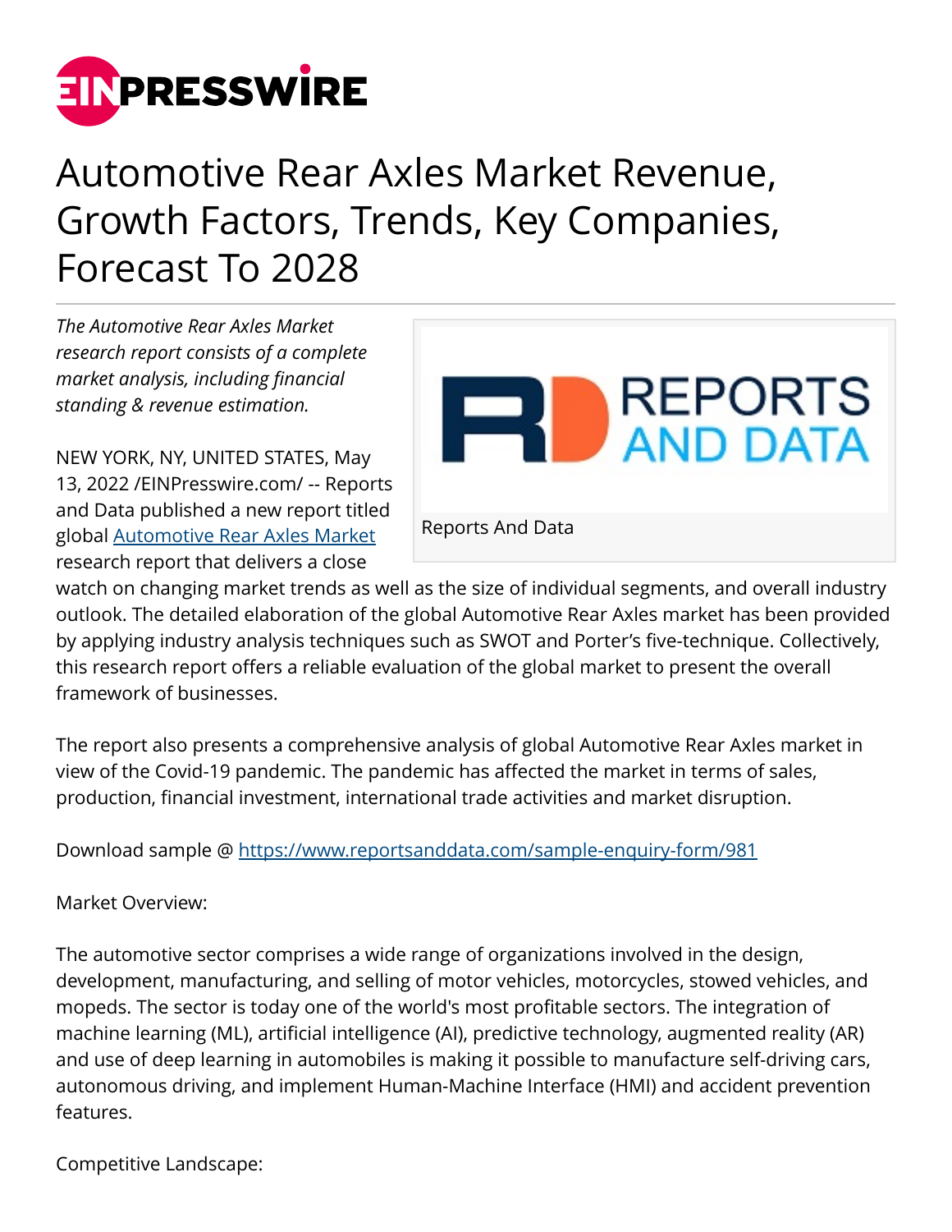# Automotive Rear Axles Market Revenue, Growth Factors, Trends, Key Companies, Forecast To 2028

*The Automotive Rear Axles Market research report consists of a complete market analysis, including financial standing & revenue estimation.*

Reports And Data

NEW YORK, NY, UNITED STATES, May 13, 2022 /EINPresswire.com/ -- Reports and Data published a new report titled global Automotive Rear Axles Market research report that delivers a close watch on changing market trends as well as the size of individual segments, and overall industry outlook. The detailed elaboration of the global Automotive Rear Axles market has been provided by applying industry analysis techniques such as SWOT and Porter's five-technique. Collectively, this research report offers a reliable evaluation of the global market to present the overall framework of businesses.

The report also presents a comprehensive analysis of global Automotive Rear Axles market in view of the Covid-19 pandemic. The pandemic has affected the market in terms of sales, production, financial investment, international trade activities and market disruption.

Download sample @ https://www.reportsanddata.com/sample-enquiry-form/981

Market Overview:

The automotive sector comprises a wide range of organizations involved in the design, development, manufacturing, and selling of motor vehicles, motorcycles, stowed vehicles, and mopeds. The sector is today one of the world's most profitable sectors. The integration of machine learning (ML), artificial intelligence (AI), predictive technology, augmented reality (AR) and use of deep learning in automobiles is making it possible to manufacture self-driving cars, autonomous driving, and implement Human-Machine Interface (HMI) and accident prevention features.

Competitive Landscape: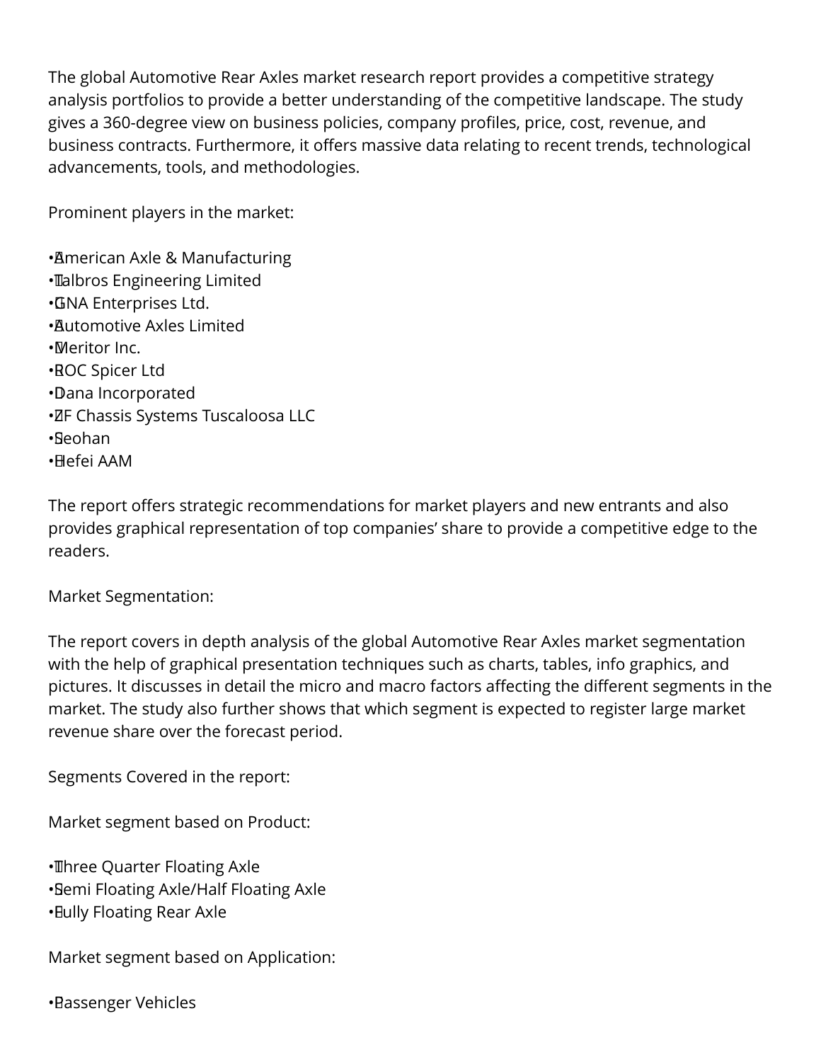The global Automotive Rear Axles market research report provides a competitive strategy analysis portfolios to provide a better understanding of the competitive landscape. The study gives a 360-degree view on business policies, company profiles, price, cost, revenue, and business contracts. Furthermore, it offers massive data relating to recent trends, technological advancements, tools, and methodologies.

Prominent players in the market:

- American Axle & Manufacturing
- Talbros Engineering Limited
- GNA Enterprises Ltd.
- Automotive Axles Limited
- Meritor Inc.
- ROC Spicer Ltd
- Dana Incorporated
- ZF Chassis Systems Tuscaloosa LLC
- Seohan
- Hefei AAM

The report offers strategic recommendations for market players and new entrants and also provides graphical representation of top companies' share to provide a competitive edge to the readers.

Market Segmentation:

The report covers in depth analysis of the global Automotive Rear Axles market segmentation with the help of graphical presentation techniques such as charts, tables, info graphics, and pictures. It discusses in detail the micro and macro factors affecting the different segments in the market. The study also further shows that which segment is expected to register large market revenue share over the forecast period.

Segments Covered in the report:

Market segment based on Product:

- Three Quarter Floating Axle
- Semi Floating Axle/Half Floating Axle
- Fully Floating Rear Axle

Market segment based on Application:

- Passenger Vehicles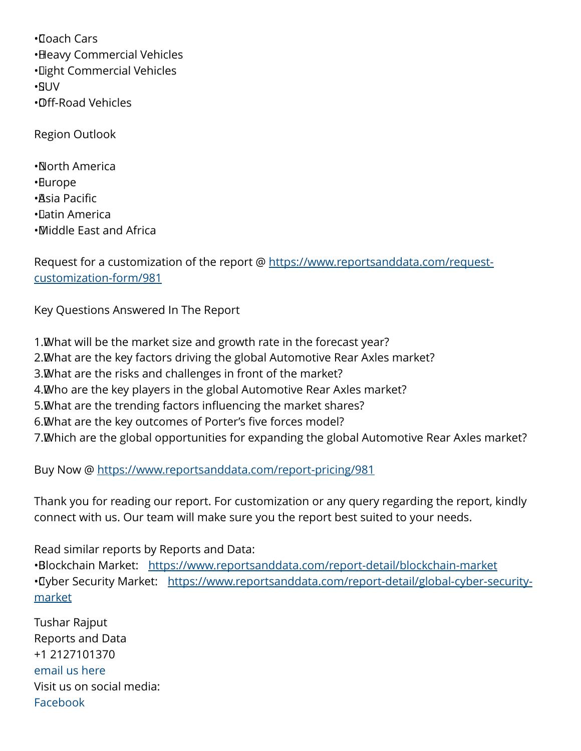- Coach Cars
- Heavy Commercial Vehicles
- Light Commercial Vehicles
- SUV
- Off-Road Vehicles

Region Outlook

- North America
- Europe
- Asia Pacific
- Latin America
- Middle East and Africa

Request for a customization of the report @ [https://www.reportsanddata.com/request-customization-form/981](https://www.reportsanddata.com/request-customization-form/981)

Key Questions Answered In The Report

1. What will be the market size and growth rate in the forecast year?
2. What are the key factors driving the global Automotive Rear Axles market?
3. What are the risks and challenges in front of the market?
4. Who are the key players in the global Automotive Rear Axles market?
5. What are the trending factors influencing the market shares?
6. What are the key outcomes of Porter's five forces model?
7. Which are the global opportunities for expanding the global Automotive Rear Axles market?

Buy Now @ [https://www.reportsanddata.com/report-pricing/981](https://www.reportsanddata.com/report-pricing/981)

Thank you for reading our report. For customization or any query regarding the report, kindly connect with us. Our team will make sure you the report best suited to your needs.

Read similar reports by Reports and Data:

- Blockchain Market: [https://www.reportsanddata.com/report-detail/blockchain-market](https://www.reportsanddata.com/report-detail/blockchain-market)
- Cyber Security Market: [https://www.reportsanddata.com/report-detail/global-cyber-security-market](https://www.reportsanddata.com/report-detail/global-cyber-security-market)

Tushar Rajput
Reports and Data
+1 2127101370
email us here
Visit us on social media:
Facebook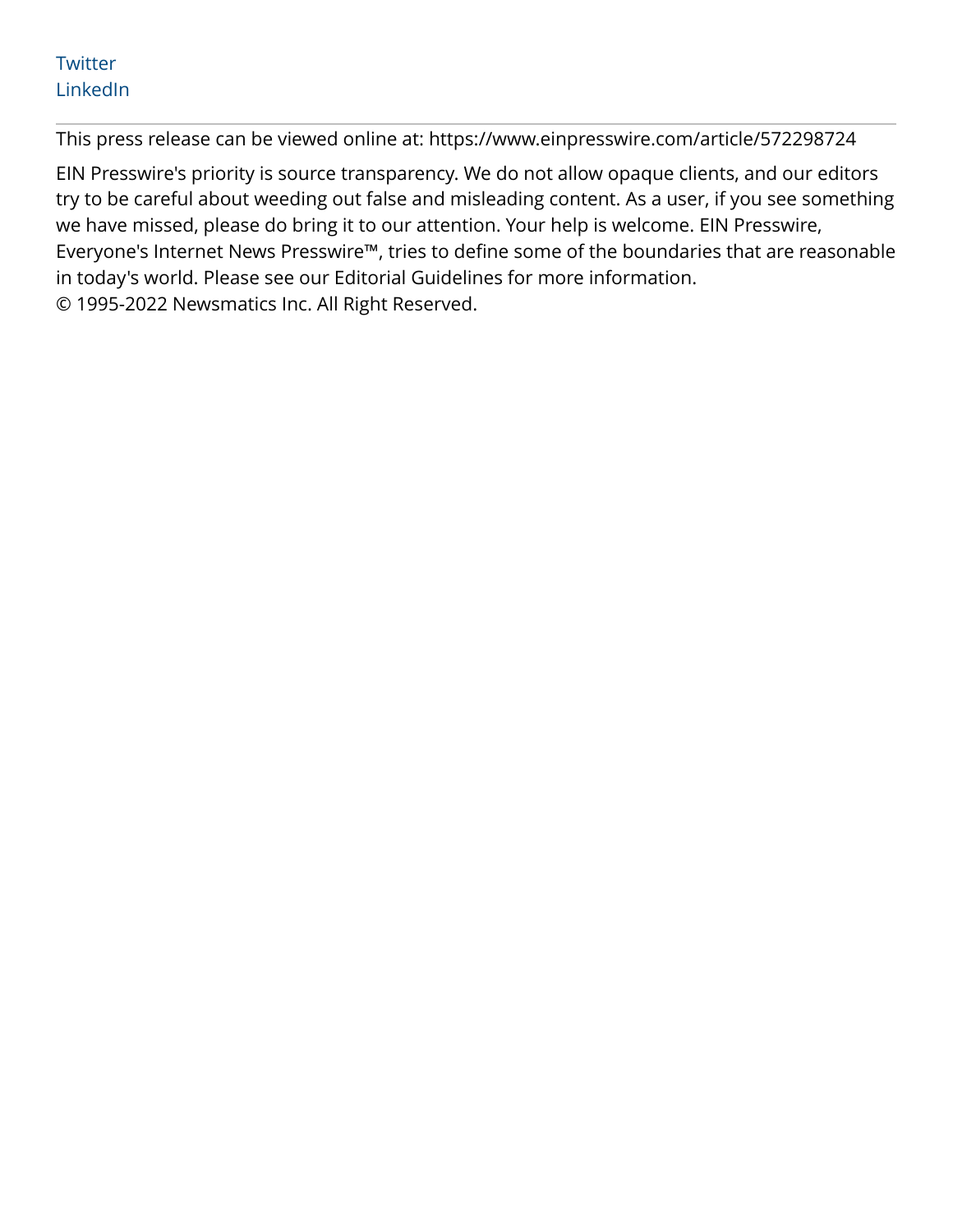Twitter
LinkedIn

---

This press release can be viewed online at: https://www.einpresswire.com/article/572298724

EIN Presswire's priority is source transparency. We do not allow opaque clients, and our editors try to be careful about weeding out false and misleading content. As a user, if you see something we have missed, please do bring it to our attention. Your help is welcome. EIN Presswire, Everyone's Internet News Presswire™, tries to define some of the boundaries that are reasonable in today's world. Please see our Editorial Guidelines for more information.
© 1995-2022 Newsmatics Inc. All Right Reserved.